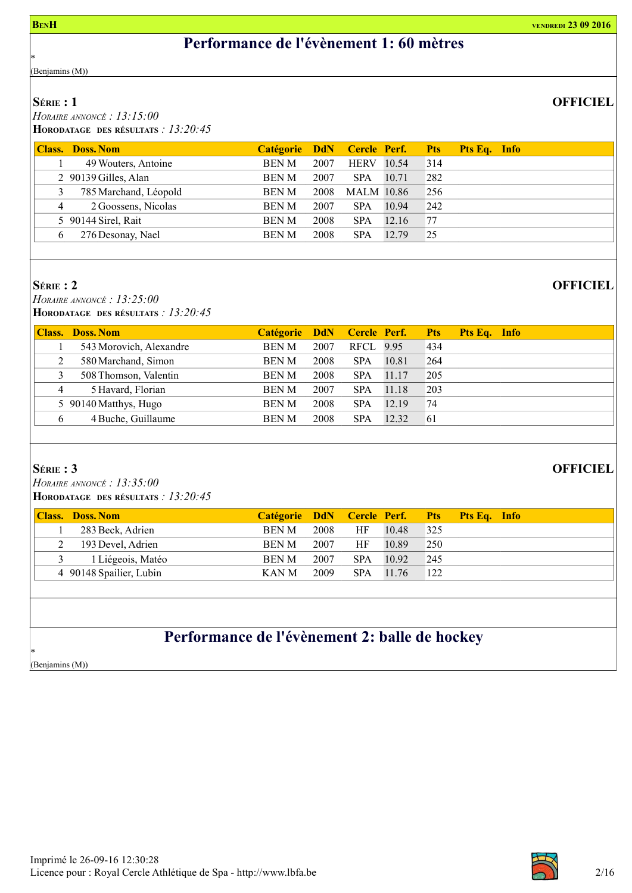**BenH** **vendredi 23 09 2016**

# Performance de l'évènement 1: 60 mètres

*
(Benjamins (M))

## Série : 1

**OFFICIEL**

*Horaire annoncé : 13:15:00*
**Horodatage des résultats** *: 13:20:45*

| Class. | Doss. | Nom | Catégorie | DdN | Cercle | Perf. | Pts | Pts Eq. | Info |
|---|---|---|---|---|---|---|---|---|---|
| 1 | 49 | Wouters, Antoine | BEN M | 2007 | HERV | 10.54 | 314 | | |
| 2 | 90139 | Gilles, Alan | BEN M | 2007 | SPA | 10.71 | 282 | | |
| 3 | 785 | Marchand, Léopold | BEN M | 2008 | MALM | 10.86 | 256 | | |
| 4 | 2 | Goossens, Nicolas | BEN M | 2007 | SPA | 10.94 | 242 | | |
| 5 | 90144 | Sirel, Rait | BEN M | 2008 | SPA | 12.16 | 77 | | |
| 6 | 276 | Desonay, Nael | BEN M | 2008 | SPA | 12.79 | 25 | | |

## Série : 2

**OFFICIEL**

*Horaire annoncé : 13:25:00*
**Horodatage des résultats** *: 13:20:45*

| Class. | Doss. | Nom | Catégorie | DdN | Cercle | Perf. | Pts | Pts Eq. | Info |
|---|---|---|---|---|---|---|---|---|---|
| 1 | 543 | Morovich, Alexandre | BEN M | 2007 | RFCL | 9.95 | 434 | | |
| 2 | 580 | Marchand, Simon | BEN M | 2008 | SPA | 10.81 | 264 | | |
| 3 | 508 | Thomson, Valentin | BEN M | 2008 | SPA | 11.17 | 205 | | |
| 4 | 5 | Havard, Florian | BEN M | 2007 | SPA | 11.18 | 203 | | |
| 5 | 90140 | Matthys, Hugo | BEN M | 2008 | SPA | 12.19 | 74 | | |
| 6 | 4 | Buche, Guillaume | BEN M | 2008 | SPA | 12.32 | 61 | | |

## Série : 3

**OFFICIEL**

*Horaire annoncé : 13:35:00*
**Horodatage des résultats** *: 13:20:45*

| Class. | Doss. | Nom | Catégorie | DdN | Cercle | Perf. | Pts | Pts Eq. | Info |
|---|---|---|---|---|---|---|---|---|---|
| 1 | 283 | Beck, Adrien | BEN M | 2008 | HF | 10.48 | 325 | | |
| 2 | 193 | Devel, Adrien | BEN M | 2007 | HF | 10.89 | 250 | | |
| 3 | 1 | Liégeois, Matéo | BEN M | 2007 | SPA | 10.92 | 245 | | |
| 4 | 90148 | Spailier, Lubin | KAN M | 2009 | SPA | 11.76 | 122 | | |

# Performance de l'évènement 2: balle de hockey

*
(Benjamins (M))

Imprimé le 26-09-16 12:30:28
Licence pour : Royal Cercle Athlétique de Spa - http://www.lbfa.be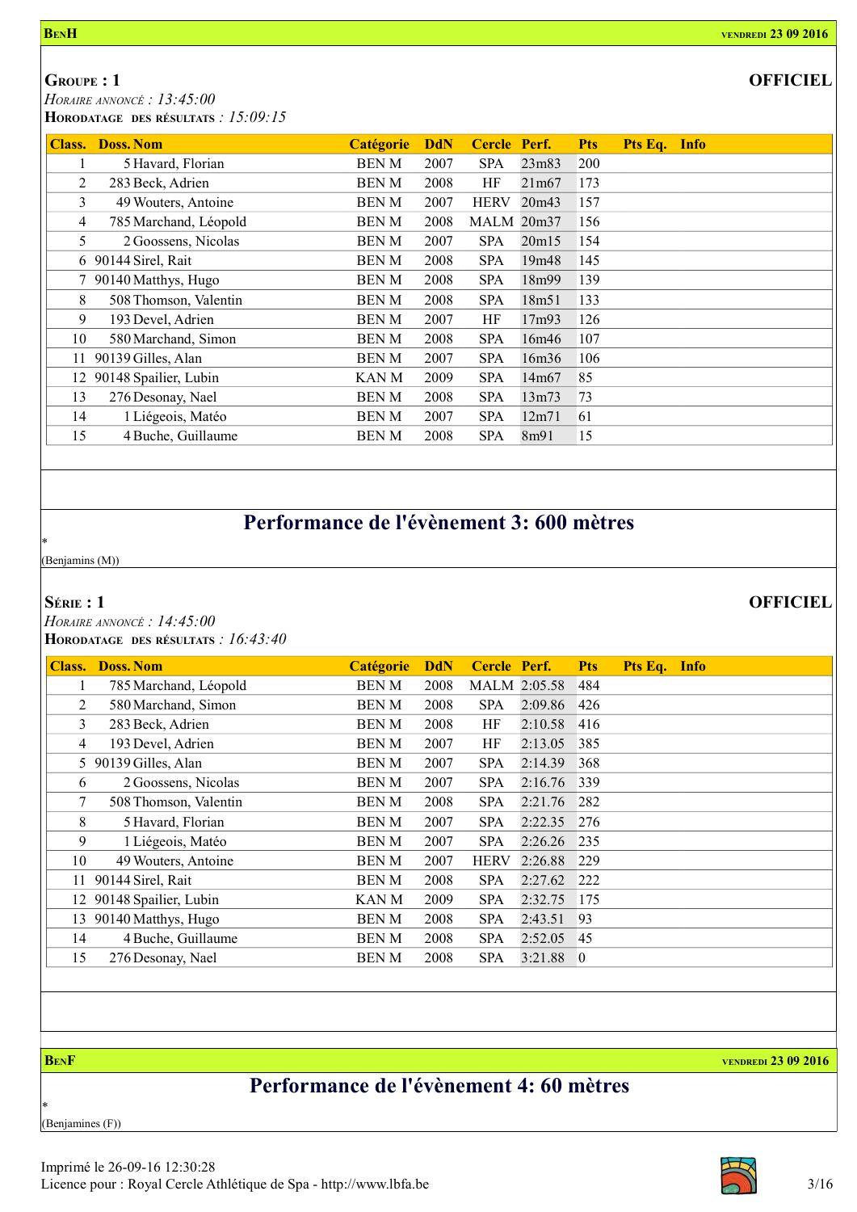**BenH** **vendredi 23 09 2016**

**Groupe : 1** **OFFICIEL**

*Horaire annoncé : 13:45:00*

**Horodatage des résultats** *: 15:09:15*

| Class. | Doss. | Nom | Catégorie | DdN | Cercle | Perf. | Pts | Pts Eq. | Info |
|---|---|---|---|---|---|---|---|---|---|
| 1 | 5 | Havard, Florian | BEN M | 2007 | SPA | 23m83 | 200 | | |
| 2 | 283 | Beck, Adrien | BEN M | 2008 | HF | 21m67 | 173 | | |
| 3 | 49 | Wouters, Antoine | BEN M | 2007 | HERV | 20m43 | 157 | | |
| 4 | 785 | Marchand, Léopold | BEN M | 2008 | MALM | 20m37 | 156 | | |
| 5 | 2 | Goossens, Nicolas | BEN M | 2007 | SPA | 20m15 | 154 | | |
| 6 | 90144 | Sirel, Rait | BEN M | 2008 | SPA | 19m48 | 145 | | |
| 7 | 90140 | Matthys, Hugo | BEN M | 2008 | SPA | 18m99 | 139 | | |
| 8 | 508 | Thomson, Valentin | BEN M | 2008 | SPA | 18m51 | 133 | | |
| 9 | 193 | Devel, Adrien | BEN M | 2007 | HF | 17m93 | 126 | | |
| 10 | 580 | Marchand, Simon | BEN M | 2008 | SPA | 16m46 | 107 | | |
| 11 | 90139 | Gilles, Alan | BEN M | 2007 | SPA | 16m36 | 106 | | |
| 12 | 90148 | Spailier, Lubin | KAN M | 2009 | SPA | 14m67 | 85 | | |
| 13 | 276 | Desonay, Nael | BEN M | 2008 | SPA | 13m73 | 73 | | |
| 14 | 1 | Liégeois, Matéo | BEN M | 2007 | SPA | 12m71 | 61 | | |
| 15 | 4 | Buche, Guillaume | BEN M | 2008 | SPA | 8m91 | 15 | | |

## Performance de l'évènement 3: 600 mètres

*

(Benjamins (M))

**Série : 1** **OFFICIEL**

*Horaire annoncé : 14:45:00*

**Horodatage des résultats** *: 16:43:40*

| Class. | Doss. | Nom | Catégorie | DdN | Cercle | Perf. | Pts | Pts Eq. | Info |
|---|---|---|---|---|---|---|---|---|---|
| 1 | 785 | Marchand, Léopold | BEN M | 2008 | MALM | 2:05.58 | 484 | | |
| 2 | 580 | Marchand, Simon | BEN M | 2008 | SPA | 2:09.86 | 426 | | |
| 3 | 283 | Beck, Adrien | BEN M | 2008 | HF | 2:10.58 | 416 | | |
| 4 | 193 | Devel, Adrien | BEN M | 2007 | HF | 2:13.05 | 385 | | |
| 5 | 90139 | Gilles, Alan | BEN M | 2007 | SPA | 2:14.39 | 368 | | |
| 6 | 2 | Goossens, Nicolas | BEN M | 2007 | SPA | 2:16.76 | 339 | | |
| 7 | 508 | Thomson, Valentin | BEN M | 2008 | SPA | 2:21.76 | 282 | | |
| 8 | 5 | Havard, Florian | BEN M | 2007 | SPA | 2:22.35 | 276 | | |
| 9 | 1 | Liégeois, Matéo | BEN M | 2007 | SPA | 2:26.26 | 235 | | |
| 10 | 49 | Wouters, Antoine | BEN M | 2007 | HERV | 2:26.88 | 229 | | |
| 11 | 90144 | Sirel, Rait | BEN M | 2008 | SPA | 2:27.62 | 222 | | |
| 12 | 90148 | Spailier, Lubin | KAN M | 2009 | SPA | 2:32.75 | 175 | | |
| 13 | 90140 | Matthys, Hugo | BEN M | 2008 | SPA | 2:43.51 | 93 | | |
| 14 | 4 | Buche, Guillaume | BEN M | 2008 | SPA | 2:52.05 | 45 | | |
| 15 | 276 | Desonay, Nael | BEN M | 2008 | SPA | 3:21.88 | 0 | | |

**BenF** **vendredi 23 09 2016**

## Performance de l'évènement 4: 60 mètres

*

(Benjamines (F))

Imprimé le 26-09-16 12:30:28

Licence pour : Royal Cercle Athlétique de Spa - http://www.lbfa.be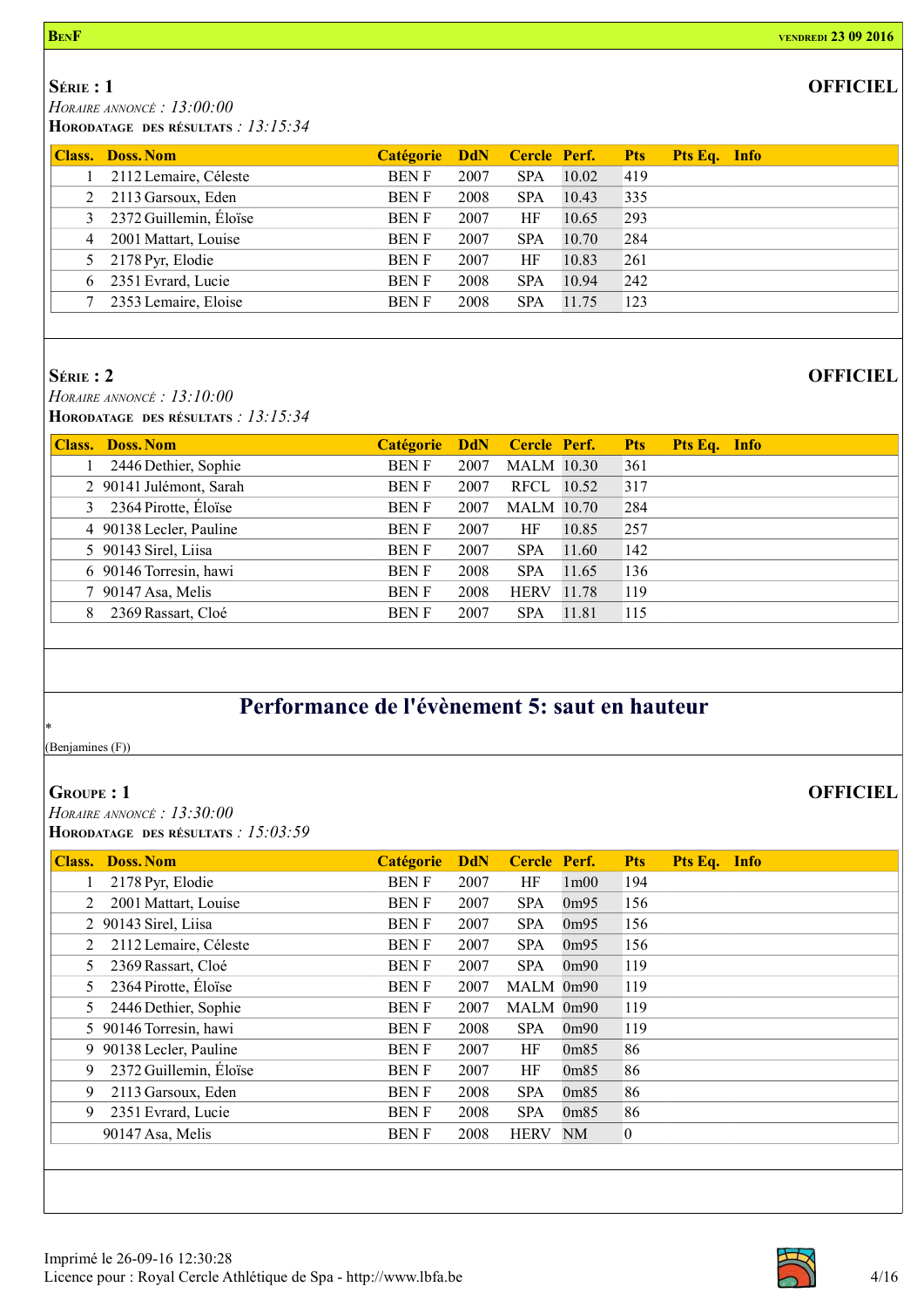**BenF** **vendredi 23 09 2016**

**Série : 1** **OFFICIEL**

*Horaire annoncé : 13:00:00*

**Horodatage des résultats** *: 13:15:34*

| Class. | Doss. | Nom | Catégorie | DdN | Cercle | Perf. | Pts | Pts Eq. | Info |
|---|---|---|---|---|---|---|---|---|---|
| 1 | 2112 | Lemaire, Céleste | BEN F | 2007 | SPA | 10.02 | 419 | | |
| 2 | 2113 | Garsoux, Eden | BEN F | 2008 | SPA | 10.43 | 335 | | |
| 3 | 2372 | Guillemin, Éloïse | BEN F | 2007 | HF | 10.65 | 293 | | |
| 4 | 2001 | Mattart, Louise | BEN F | 2007 | SPA | 10.70 | 284 | | |
| 5 | 2178 | Pyr, Elodie | BEN F | 2007 | HF | 10.83 | 261 | | |
| 6 | 2351 | Evrard, Lucie | BEN F | 2008 | SPA | 10.94 | 242 | | |
| 7 | 2353 | Lemaire, Eloise | BEN F | 2008 | SPA | 11.75 | 123 | | |

**Série : 2** **OFFICIEL**

*Horaire annoncé : 13:10:00*

**Horodatage des résultats** *: 13:15:34*

| Class. | Doss. | Nom | Catégorie | DdN | Cercle | Perf. | Pts | Pts Eq. | Info |
|---|---|---|---|---|---|---|---|---|---|
| 1 | 2446 | Dethier, Sophie | BEN F | 2007 | MALM | 10.30 | 361 | | |
| 2 | 90141 | Julémont, Sarah | BEN F | 2007 | RFCL | 10.52 | 317 | | |
| 3 | 2364 | Pirotte, Éloïse | BEN F | 2007 | MALM | 10.70 | 284 | | |
| 4 | 90138 | Lecler, Pauline | BEN F | 2007 | HF | 10.85 | 257 | | |
| 5 | 90143 | Sirel, Liisa | BEN F | 2007 | SPA | 11.60 | 142 | | |
| 6 | 90146 | Torresin, hawi | BEN F | 2008 | SPA | 11.65 | 136 | | |
| 7 | 90147 | Asa, Melis | BEN F | 2008 | HERV | 11.78 | 119 | | |
| 8 | 2369 | Rassart, Cloé | BEN F | 2007 | SPA | 11.81 | 115 | | |

## Performance de l'évènement 5: saut en hauteur

*

(Benjamines (F))

**Groupe : 1** **OFFICIEL**

*Horaire annoncé : 13:30:00*

**Horodatage des résultats** *: 15:03:59*

| Class. | Doss. | Nom | Catégorie | DdN | Cercle | Perf. | Pts | Pts Eq. | Info |
|---|---|---|---|---|---|---|---|---|---|
| 1 | 2178 | Pyr, Elodie | BEN F | 2007 | HF | 1m00 | 194 | | |
| 2 | 2001 | Mattart, Louise | BEN F | 2007 | SPA | 0m95 | 156 | | |
| 2 | 90143 | Sirel, Liisa | BEN F | 2007 | SPA | 0m95 | 156 | | |
| 2 | 2112 | Lemaire, Céleste | BEN F | 2007 | SPA | 0m95 | 156 | | |
| 5 | 2369 | Rassart, Cloé | BEN F | 2007 | SPA | 0m90 | 119 | | |
| 5 | 2364 | Pirotte, Éloïse | BEN F | 2007 | MALM | 0m90 | 119 | | |
| 5 | 2446 | Dethier, Sophie | BEN F | 2007 | MALM | 0m90 | 119 | | |
| 5 | 90146 | Torresin, hawi | BEN F | 2008 | SPA | 0m90 | 119 | | |
| 9 | 90138 | Lecler, Pauline | BEN F | 2007 | HF | 0m85 | 86 | | |
| 9 | 2372 | Guillemin, Éloïse | BEN F | 2007 | HF | 0m85 | 86 | | |
| 9 | 2113 | Garsoux, Eden | BEN F | 2008 | SPA | 0m85 | 86 | | |
| 9 | 2351 | Evrard, Lucie | BEN F | 2008 | SPA | 0m85 | 86 | | |
| | 90147 | Asa, Melis | BEN F | 2008 | HERV | NM | 0 | | |

Imprimé le 26-09-16 12:30:28
Licence pour : Royal Cercle Athlétique de Spa - http://www.lbfa.be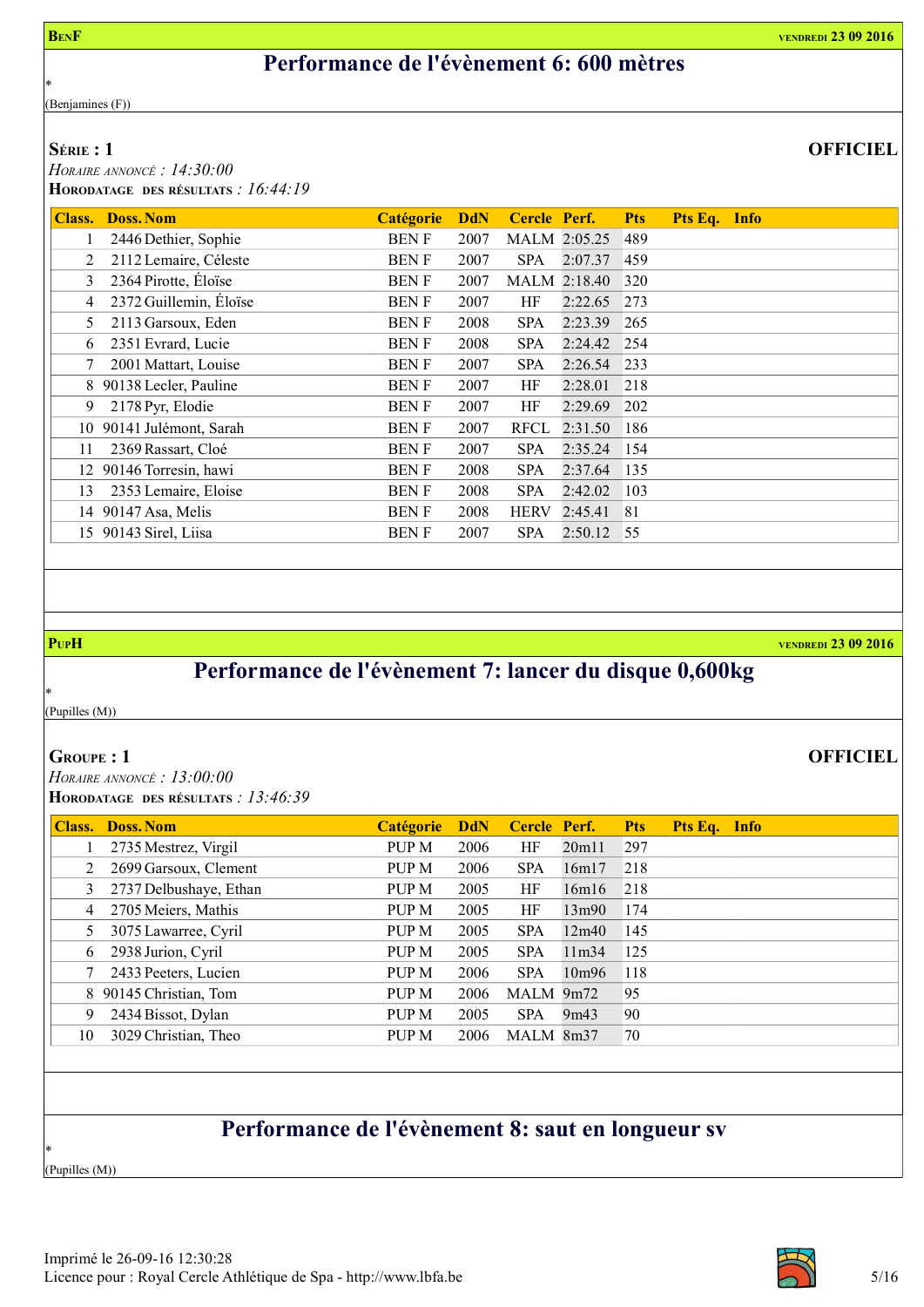**BenF** **vendredi 23 09 2016**

## Performance de l'évènement 6: 600 mètres

*
(Benjamines (F))

**Série : 1** **OFFICIEL**

*Horaire annoncé : 14:30:00*
**Horodatage des résultats** *: 16:44:19*

| Class. | Doss. | Nom | Catégorie | DdN | Cercle | Perf. | Pts | Pts Eq. | Info |
|---|---|---|---|---|---|---|---|---|---|
| 1 | 2446 | Dethier, Sophie | BEN F | 2007 | MALM | 2:05.25 | 489 | | |
| 2 | 2112 | Lemaire, Céleste | BEN F | 2007 | SPA | 2:07.37 | 459 | | |
| 3 | 2364 | Pirotte, Éloïse | BEN F | 2007 | MALM | 2:18.40 | 320 | | |
| 4 | 2372 | Guillemin, Éloïse | BEN F | 2007 | HF | 2:22.65 | 273 | | |
| 5 | 2113 | Garsoux, Eden | BEN F | 2008 | SPA | 2:23.39 | 265 | | |
| 6 | 2351 | Evrard, Lucie | BEN F | 2008 | SPA | 2:24.42 | 254 | | |
| 7 | 2001 | Mattart, Louise | BEN F | 2007 | SPA | 2:26.54 | 233 | | |
| 8 | 90138 | Lecler, Pauline | BEN F | 2007 | HF | 2:28.01 | 218 | | |
| 9 | 2178 | Pyr, Elodie | BEN F | 2007 | HF | 2:29.69 | 202 | | |
| 10 | 90141 | Julémont, Sarah | BEN F | 2007 | RFCL | 2:31.50 | 186 | | |
| 11 | 2369 | Rassart, Cloé | BEN F | 2007 | SPA | 2:35.24 | 154 | | |
| 12 | 90146 | Torresin, hawi | BEN F | 2008 | SPA | 2:37.64 | 135 | | |
| 13 | 2353 | Lemaire, Eloise | BEN F | 2008 | SPA | 2:42.02 | 103 | | |
| 14 | 90147 | Asa, Melis | BEN F | 2008 | HERV | 2:45.41 | 81 | | |
| 15 | 90143 | Sirel, Liisa | BEN F | 2007 | SPA | 2:50.12 | 55 | | |

**PupH** **vendredi 23 09 2016**

## Performance de l'évènement 7: lancer du disque 0,600kg

*
(Pupilles (M))

**Groupe : 1** **OFFICIEL**

*Horaire annoncé : 13:00:00*
**Horodatage des résultats** *: 13:46:39*

| Class. | Doss. | Nom | Catégorie | DdN | Cercle | Perf. | Pts | Pts Eq. | Info |
|---|---|---|---|---|---|---|---|---|---|
| 1 | 2735 | Mestrez, Virgil | PUP M | 2006 | HF | 20m11 | 297 | | |
| 2 | 2699 | Garsoux, Clement | PUP M | 2006 | SPA | 16m17 | 218 | | |
| 3 | 2737 | Delbushaye, Ethan | PUP M | 2005 | HF | 16m16 | 218 | | |
| 4 | 2705 | Meiers, Mathis | PUP M | 2005 | HF | 13m90 | 174 | | |
| 5 | 3075 | Lawarree, Cyril | PUP M | 2005 | SPA | 12m40 | 145 | | |
| 6 | 2938 | Jurion, Cyril | PUP M | 2005 | SPA | 11m34 | 125 | | |
| 7 | 2433 | Peeters, Lucien | PUP M | 2006 | SPA | 10m96 | 118 | | |
| 8 | 90145 | Christian, Tom | PUP M | 2006 | MALM | 9m72 | 95 | | |
| 9 | 2434 | Bissot, Dylan | PUP M | 2005 | SPA | 9m43 | 90 | | |
| 10 | 3029 | Christian, Theo | PUP M | 2006 | MALM | 8m37 | 70 | | |

## Performance de l'évènement 8: saut en longueur sv

*
(Pupilles (M))

Imprimé le 26-09-16 12:30:28
Licence pour : Royal Cercle Athlétique de Spa - http://www.lbfa.be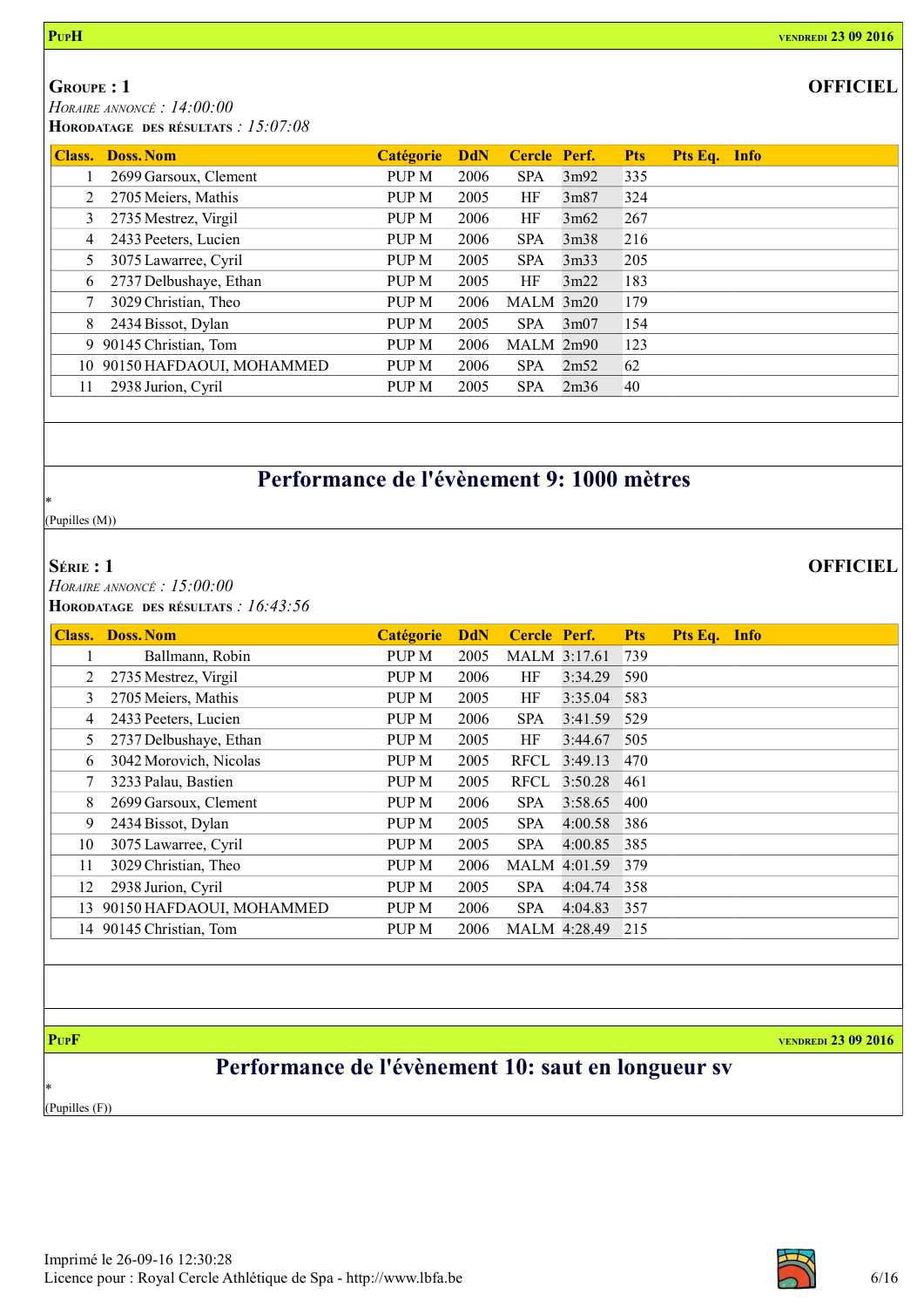**PupH** — vendredi 23 09 2016

**Groupe : 1** — **OFFICIEL**

*Horaire annoncé : 14:00:00*

**Horodatage des résultats** : *15:07:08*

| Class. | Doss. Nom | Catégorie | DdN | Cercle | Perf. | Pts | Pts Eq. | Info |
|---|---|---|---|---|---|---|---|---|
| 1 | 2699 Garsoux, Clement | PUP M | 2006 | SPA | 3m92 | 335 | | |
| 2 | 2705 Meiers, Mathis | PUP M | 2005 | HF | 3m87 | 324 | | |
| 3 | 2735 Mestrez, Virgil | PUP M | 2006 | HF | 3m62 | 267 | | |
| 4 | 2433 Peeters, Lucien | PUP M | 2006 | SPA | 3m38 | 216 | | |
| 5 | 3075 Lawarree, Cyril | PUP M | 2005 | SPA | 3m33 | 205 | | |
| 6 | 2737 Delbushaye, Ethan | PUP M | 2005 | HF | 3m22 | 183 | | |
| 7 | 3029 Christian, Theo | PUP M | 2006 | MALM | 3m20 | 179 | | |
| 8 | 2434 Bissot, Dylan | PUP M | 2005 | SPA | 3m07 | 154 | | |
| 9 | 90145 Christian, Tom | PUP M | 2006 | MALM | 2m90 | 123 | | |
| 10 | 90150 HAFDAOUI, MOHAMMED | PUP M | 2006 | SPA | 2m52 | 62 | | |
| 11 | 2938 Jurion, Cyril | PUP M | 2005 | SPA | 2m36 | 40 | | |

## Performance de l'évènement 9: 1000 mètres

*

(Pupilles (M))

**Série : 1** — **OFFICIEL**

*Horaire annoncé : 15:00:00*

**Horodatage des résultats** : *16:43:56*

| Class. | Doss. Nom | Catégorie | DdN | Cercle | Perf. | Pts | Pts Eq. | Info |
|---|---|---|---|---|---|---|---|---|
| 1 | Ballmann, Robin | PUP M | 2005 | MALM | 3:17.61 | 739 | | |
| 2 | 2735 Mestrez, Virgil | PUP M | 2006 | HF | 3:34.29 | 590 | | |
| 3 | 2705 Meiers, Mathis | PUP M | 2005 | HF | 3:35.04 | 583 | | |
| 4 | 2433 Peeters, Lucien | PUP M | 2006 | SPA | 3:41.59 | 529 | | |
| 5 | 2737 Delbushaye, Ethan | PUP M | 2005 | HF | 3:44.67 | 505 | | |
| 6 | 3042 Morovich, Nicolas | PUP M | 2005 | RFCL | 3:49.13 | 470 | | |
| 7 | 3233 Palau, Bastien | PUP M | 2005 | RFCL | 3:50.28 | 461 | | |
| 8 | 2699 Garsoux, Clement | PUP M | 2006 | SPA | 3:58.65 | 400 | | |
| 9 | 2434 Bissot, Dylan | PUP M | 2005 | SPA | 4:00.58 | 386 | | |
| 10 | 3075 Lawarree, Cyril | PUP M | 2005 | SPA | 4:00.85 | 385 | | |
| 11 | 3029 Christian, Theo | PUP M | 2006 | MALM | 4:01.59 | 379 | | |
| 12 | 2938 Jurion, Cyril | PUP M | 2005 | SPA | 4:04.74 | 358 | | |
| 13 | 90150 HAFDAOUI, MOHAMMED | PUP M | 2006 | SPA | 4:04.83 | 357 | | |
| 14 | 90145 Christian, Tom | PUP M | 2006 | MALM | 4:28.49 | 215 | | |

**PupF** — vendredi 23 09 2016

## Performance de l'évènement 10: saut en longueur sv

*

(Pupilles (F))

Imprimé le 26-09-16 12:30:28

Licence pour : Royal Cercle Athlétique de Spa - http://www.lbfa.be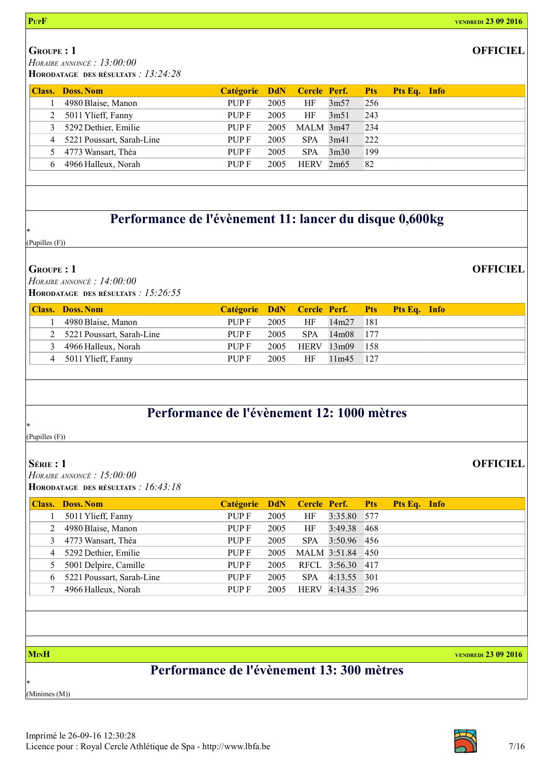**PupF** — vendredi 23 09 2016

**Groupe : 1** — **OFFICIEL**

*Horaire annoncé : 13:00:00*

**Horodatage des résultats** : *13:24:28*

| Class. | Doss. Nom | Catégorie | DdN | Cercle | Perf. | Pts | Pts Eq. | Info |
|---|---|---|---|---|---|---|---|---|
| 1 | 4980 Blaise, Manon | PUP F | 2005 | HF | 3m57 | 256 | | |
| 2 | 5011 Ylieff, Fanny | PUP F | 2005 | HF | 3m51 | 243 | | |
| 3 | 5292 Dethier, Emilie | PUP F | 2005 | MALM | 3m47 | 234 | | |
| 4 | 5221 Poussart, Sarah-Line | PUP F | 2005 | SPA | 3m41 | 222 | | |
| 5 | 4773 Wansart, Théa | PUP F | 2005 | SPA | 3m30 | 199 | | |
| 6 | 4966 Halleux, Norah | PUP F | 2005 | HERV | 2m65 | 82 | | |

## Performance de l'évènement 11: lancer du disque 0,600kg

*

(Pupilles (F))

**Groupe : 1** — **OFFICIEL**

*Horaire annoncé : 14:00:00*

**Horodatage des résultats** : *15:26:55*

| Class. | Doss. Nom | Catégorie | DdN | Cercle | Perf. | Pts | Pts Eq. | Info |
|---|---|---|---|---|---|---|---|---|
| 1 | 4980 Blaise, Manon | PUP F | 2005 | HF | 14m27 | 181 | | |
| 2 | 5221 Poussart, Sarah-Line | PUP F | 2005 | SPA | 14m08 | 177 | | |
| 3 | 4966 Halleux, Norah | PUP F | 2005 | HERV | 13m09 | 158 | | |
| 4 | 5011 Ylieff, Fanny | PUP F | 2005 | HF | 11m45 | 127 | | |

## Performance de l'évènement 12: 1000 mètres

*

(Pupilles (F))

**Série : 1** — **OFFICIEL**

*Horaire annoncé : 15:00:00*

**Horodatage des résultats** : *16:43:18*

| Class. | Doss. Nom | Catégorie | DdN | Cercle | Perf. | Pts | Pts Eq. | Info |
|---|---|---|---|---|---|---|---|---|
| 1 | 5011 Ylieff, Fanny | PUP F | 2005 | HF | 3:35.80 | 577 | | |
| 2 | 4980 Blaise, Manon | PUP F | 2005 | HF | 3:49.38 | 468 | | |
| 3 | 4773 Wansart, Théa | PUP F | 2005 | SPA | 3:50.96 | 456 | | |
| 4 | 5292 Dethier, Emilie | PUP F | 2005 | MALM | 3:51.84 | 450 | | |
| 5 | 5001 Delpire, Camille | PUP F | 2005 | RFCL | 3:56.30 | 417 | | |
| 6 | 5221 Poussart, Sarah-Line | PUP F | 2005 | SPA | 4:13.55 | 301 | | |
| 7 | 4966 Halleux, Norah | PUP F | 2005 | HERV | 4:14.35 | 296 | | |

**MinH** — vendredi 23 09 2016

## Performance de l'évènement 13: 300 mètres

*

(Minimes (M))

Imprimé le 26-09-16 12:30:28

Licence pour : Royal Cercle Athlétique de Spa - http://www.lbfa.be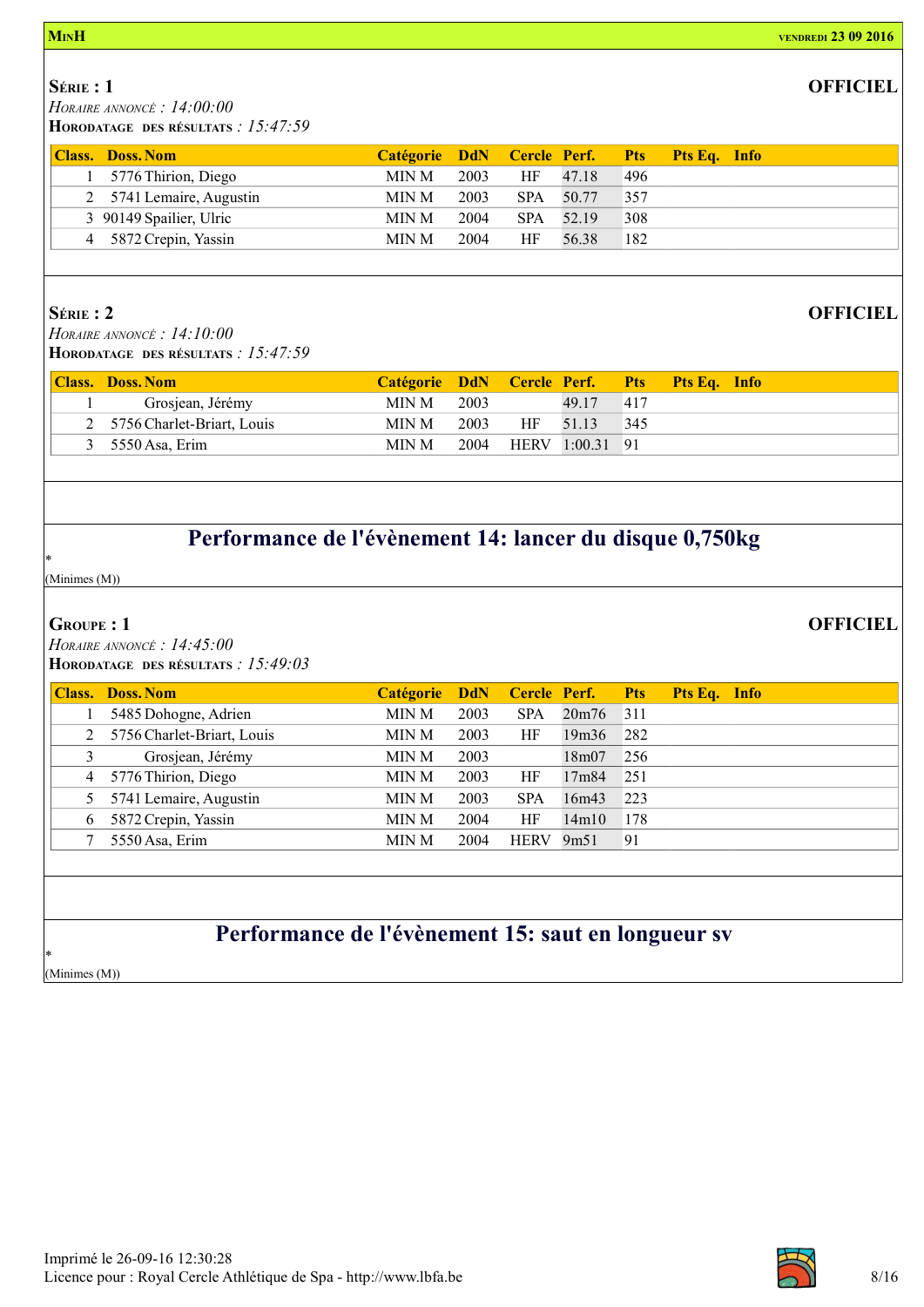**MinH** — vendredi 23 09 2016

**Série : 1** — **OFFICIEL**

*Horaire annoncé : 14:00:00*

**Horodatage des résultats** : *15:47:59*

| Class. | Doss. | Nom | Catégorie | DdN | Cercle | Perf. | Pts | Pts Eq. | Info |
|---|---|---|---|---|---|---|---|---|---|
| 1 | 5776 | Thirion, Diego | MIN M | 2003 | HF | 47.18 | 496 | | |
| 2 | 5741 | Lemaire, Augustin | MIN M | 2003 | SPA | 50.77 | 357 | | |
| 3 | 90149 | Spailier, Ulric | MIN M | 2004 | SPA | 52.19 | 308 | | |
| 4 | 5872 | Crepin, Yassin | MIN M | 2004 | HF | 56.38 | 182 | | |

**Série : 2** — **OFFICIEL**

*Horaire annoncé : 14:10:00*

**Horodatage des résultats** : *15:47:59*

| Class. | Doss. | Nom | Catégorie | DdN | Cercle | Perf. | Pts | Pts Eq. | Info |
|---|---|---|---|---|---|---|---|---|---|
| 1 | | Grosjean, Jérémy | MIN M | 2003 | | 49.17 | 417 | | |
| 2 | 5756 | Charlet-Briart, Louis | MIN M | 2003 | HF | 51.13 | 345 | | |
| 3 | 5550 | Asa, Erim | MIN M | 2004 | HERV | 1:00.31 | 91 | | |

## Performance de l'évènement 14: lancer du disque 0,750kg

*

(Minimes (M))

**Groupe : 1** — **OFFICIEL**

*Horaire annoncé : 14:45:00*

**Horodatage des résultats** : *15:49:03*

| Class. | Doss. | Nom | Catégorie | DdN | Cercle | Perf. | Pts | Pts Eq. | Info |
|---|---|---|---|---|---|---|---|---|---|
| 1 | 5485 | Dohogne, Adrien | MIN M | 2003 | SPA | 20m76 | 311 | | |
| 2 | 5756 | Charlet-Briart, Louis | MIN M | 2003 | HF | 19m36 | 282 | | |
| 3 | | Grosjean, Jérémy | MIN M | 2003 | | 18m07 | 256 | | |
| 4 | 5776 | Thirion, Diego | MIN M | 2003 | HF | 17m84 | 251 | | |
| 5 | 5741 | Lemaire, Augustin | MIN M | 2003 | SPA | 16m43 | 223 | | |
| 6 | 5872 | Crepin, Yassin | MIN M | 2004 | HF | 14m10 | 178 | | |
| 7 | 5550 | Asa, Erim | MIN M | 2004 | HERV | 9m51 | 91 | | |

## Performance de l'évènement 15: saut en longueur sv

*

(Minimes (M))

Imprimé le 26-09-16 12:30:28

Licence pour : Royal Cercle Athlétique de Spa - http://www.lbfa.be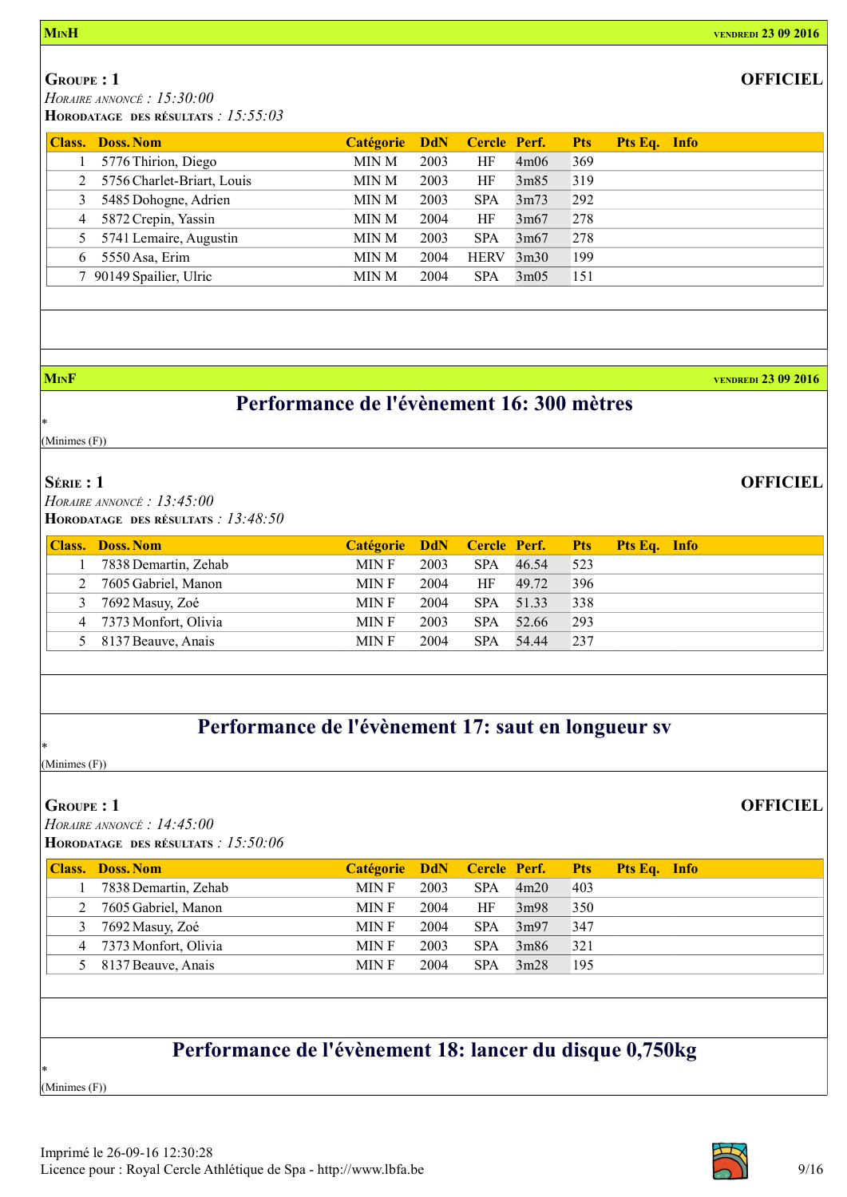**MinH** vendredi 23 09 2016

**Groupe : 1** **OFFICIEL**

*Horaire annoncé : 15:30:00*

**Horodatage des résultats** *: 15:55:03*

| Class. | Doss. Nom | Catégorie | DdN | Cercle | Perf. | Pts | Pts Eq. | Info |
|---|---|---|---|---|---|---|---|---|
| 1 | 5776 Thirion, Diego | MIN M | 2003 | HF | 4m06 | 369 | | |
| 2 | 5756 Charlet-Briart, Louis | MIN M | 2003 | HF | 3m85 | 319 | | |
| 3 | 5485 Dohogne, Adrien | MIN M | 2003 | SPA | 3m73 | 292 | | |
| 4 | 5872 Crepin, Yassin | MIN M | 2004 | HF | 3m67 | 278 | | |
| 5 | 5741 Lemaire, Augustin | MIN M | 2003 | SPA | 3m67 | 278 | | |
| 6 | 5550 Asa, Erim | MIN M | 2004 | HERV | 3m30 | 199 | | |
| 7 | 90149 Spailier, Ulric | MIN M | 2004 | SPA | 3m05 | 151 | | |

**MinF** vendredi 23 09 2016

## Performance de l'évènement 16: 300 mètres

*

(Minimes (F))

**Série : 1** **OFFICIEL**

*Horaire annoncé : 13:45:00*

**Horodatage des résultats** *: 13:48:50*

| Class. | Doss. Nom | Catégorie | DdN | Cercle | Perf. | Pts | Pts Eq. | Info |
|---|---|---|---|---|---|---|---|---|
| 1 | 7838 Demartin, Zehab | MIN F | 2003 | SPA | 46.54 | 523 | | |
| 2 | 7605 Gabriel, Manon | MIN F | 2004 | HF | 49.72 | 396 | | |
| 3 | 7692 Masuy, Zoé | MIN F | 2004 | SPA | 51.33 | 338 | | |
| 4 | 7373 Monfort, Olivia | MIN F | 2003 | SPA | 52.66 | 293 | | |
| 5 | 8137 Beauve, Anais | MIN F | 2004 | SPA | 54.44 | 237 | | |

## Performance de l'évènement 17: saut en longueur sv

*

(Minimes (F))

**Groupe : 1** **OFFICIEL**

*Horaire annoncé : 14:45:00*

**Horodatage des résultats** *: 15:50:06*

| Class. | Doss. Nom | Catégorie | DdN | Cercle | Perf. | Pts | Pts Eq. | Info |
|---|---|---|---|---|---|---|---|---|
| 1 | 7838 Demartin, Zehab | MIN F | 2003 | SPA | 4m20 | 403 | | |
| 2 | 7605 Gabriel, Manon | MIN F | 2004 | HF | 3m98 | 350 | | |
| 3 | 7692 Masuy, Zoé | MIN F | 2004 | SPA | 3m97 | 347 | | |
| 4 | 7373 Monfort, Olivia | MIN F | 2003 | SPA | 3m86 | 321 | | |
| 5 | 8137 Beauve, Anais | MIN F | 2004 | SPA | 3m28 | 195 | | |

## Performance de l'évènement 18: lancer du disque 0,750kg

*

(Minimes (F))

Imprimé le 26-09-16 12:30:28

Licence pour : Royal Cercle Athlétique de Spa - http://www.lbfa.be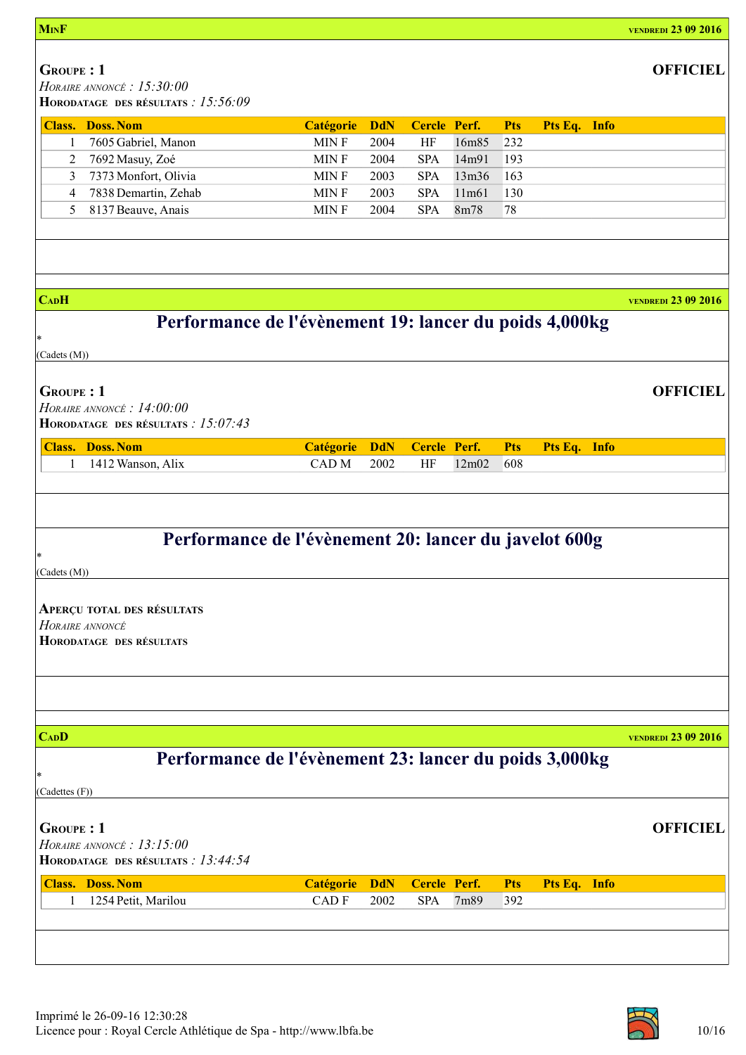**MinF** — vendredi 23 09 2016

**Groupe : 1** — **OFFICIEL**

*Horaire annoncé : 15:30:00*

**Horodatage des résultats** *: 15:56:09*

| Class. | Doss. Nom | Catégorie | DdN | Cercle | Perf. | Pts | Pts Eq. | Info |
|---|---|---|---|---|---|---|---|---|
| 1 | 7605 Gabriel, Manon | MIN F | 2004 | HF | 16m85 | 232 | | |
| 2 | 7692 Masuy, Zoé | MIN F | 2004 | SPA | 14m91 | 193 | | |
| 3 | 7373 Monfort, Olivia | MIN F | 2003 | SPA | 13m36 | 163 | | |
| 4 | 7838 Demartin, Zehab | MIN F | 2003 | SPA | 11m61 | 130 | | |
| 5 | 8137 Beauve, Anais | MIN F | 2004 | SPA | 8m78 | 78 | | |

**CadH** — vendredi 23 09 2016

## Performance de l'évènement 19: lancer du poids 4,000kg

*

(Cadets (M))

**Groupe : 1** — **OFFICIEL**

*Horaire annoncé : 14:00:00*

**Horodatage des résultats** *: 15:07:43*

| Class. | Doss. Nom | Catégorie | DdN | Cercle | Perf. | Pts | Pts Eq. | Info |
|---|---|---|---|---|---|---|---|---|
| 1 | 1412 Wanson, Alix | CAD M | 2002 | HF | 12m02 | 608 | | |

## Performance de l'évènement 20: lancer du javelot 600g

*

(Cadets (M))

**Aperçu total des résultats**

*Horaire annoncé*

**Horodatage des résultats**

**CadD** — vendredi 23 09 2016

## Performance de l'évènement 23: lancer du poids 3,000kg

*

(Cadettes (F))

**Groupe : 1** — **OFFICIEL**

*Horaire annoncé : 13:15:00*

**Horodatage des résultats** *: 13:44:54*

| Class. | Doss. Nom | Catégorie | DdN | Cercle | Perf. | Pts | Pts Eq. | Info |
|---|---|---|---|---|---|---|---|---|
| 1 | 1254 Petit, Marilou | CAD F | 2002 | SPA | 7m89 | 392 | | |

Imprimé le 26-09-16 12:30:28

Licence pour : Royal Cercle Athlétique de Spa - http://www.lbfa.be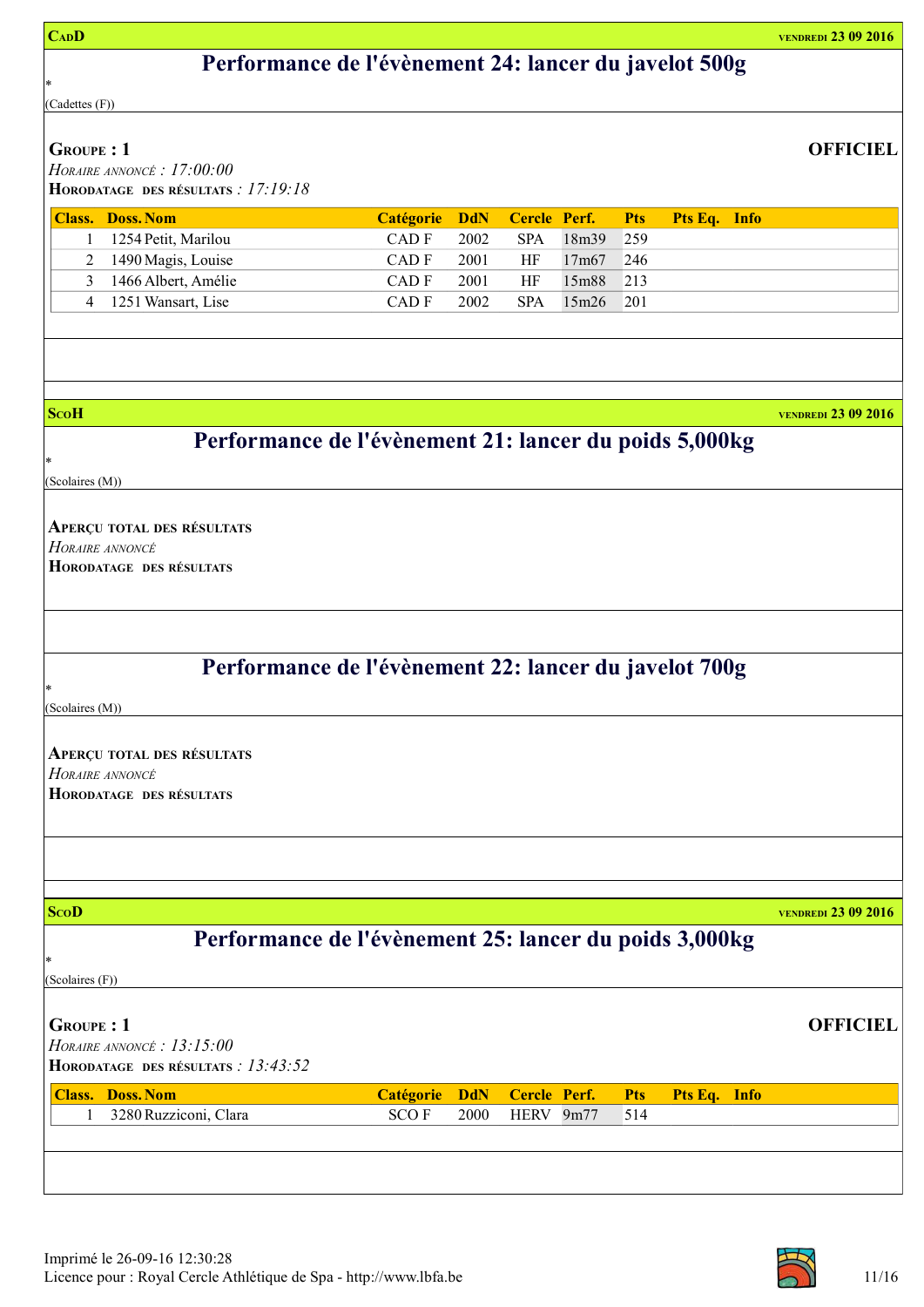**CadD** **vendredi 23 09 2016**

## Performance de l'évènement 24: lancer du javelot 500g

*

(Cadettes (F))

**Groupe : 1** **OFFICIEL**

*Horaire annoncé : 17:00:00*

**Horodatage des résultats** *: 17:19:18*

| Class. | Doss. | Nom | Catégorie | DdN | Cercle | Perf. | Pts | Pts Eq. | Info |
|---|---|---|---|---|---|---|---|---|---|
| 1 | 1254 | Petit, Marilou | CAD F | 2002 | SPA | 18m39 | 259 | | |
| 2 | 1490 | Magis, Louise | CAD F | 2001 | HF | 17m67 | 246 | | |
| 3 | 1466 | Albert, Amélie | CAD F | 2001 | HF | 15m88 | 213 | | |
| 4 | 1251 | Wansart, Lise | CAD F | 2002 | SPA | 15m26 | 201 | | |

**ScoH** **vendredi 23 09 2016**

## Performance de l'évènement 21: lancer du poids 5,000kg

*

(Scolaires (M))

**Aperçu total des résultats**

*Horaire annoncé*

**Horodatage des résultats**

## Performance de l'évènement 22: lancer du javelot 700g

*

(Scolaires (M))

**Aperçu total des résultats**

*Horaire annoncé*

**Horodatage des résultats**

**ScoD** **vendredi 23 09 2016**

## Performance de l'évènement 25: lancer du poids 3,000kg

*

(Scolaires (F))

**Groupe : 1** **OFFICIEL**

*Horaire annoncé : 13:15:00*

**Horodatage des résultats** *: 13:43:52*

| Class. | Doss. | Nom | Catégorie | DdN | Cercle | Perf. | Pts | Pts Eq. | Info |
|---|---|---|---|---|---|---|---|---|---|
| 1 | 3280 | Ruzziconi, Clara | SCO F | 2000 | HERV | 9m77 | 514 | | |

Imprimé le 26-09-16 12:30:28

Licence pour : Royal Cercle Athlétique de Spa - http://www.lbfa.be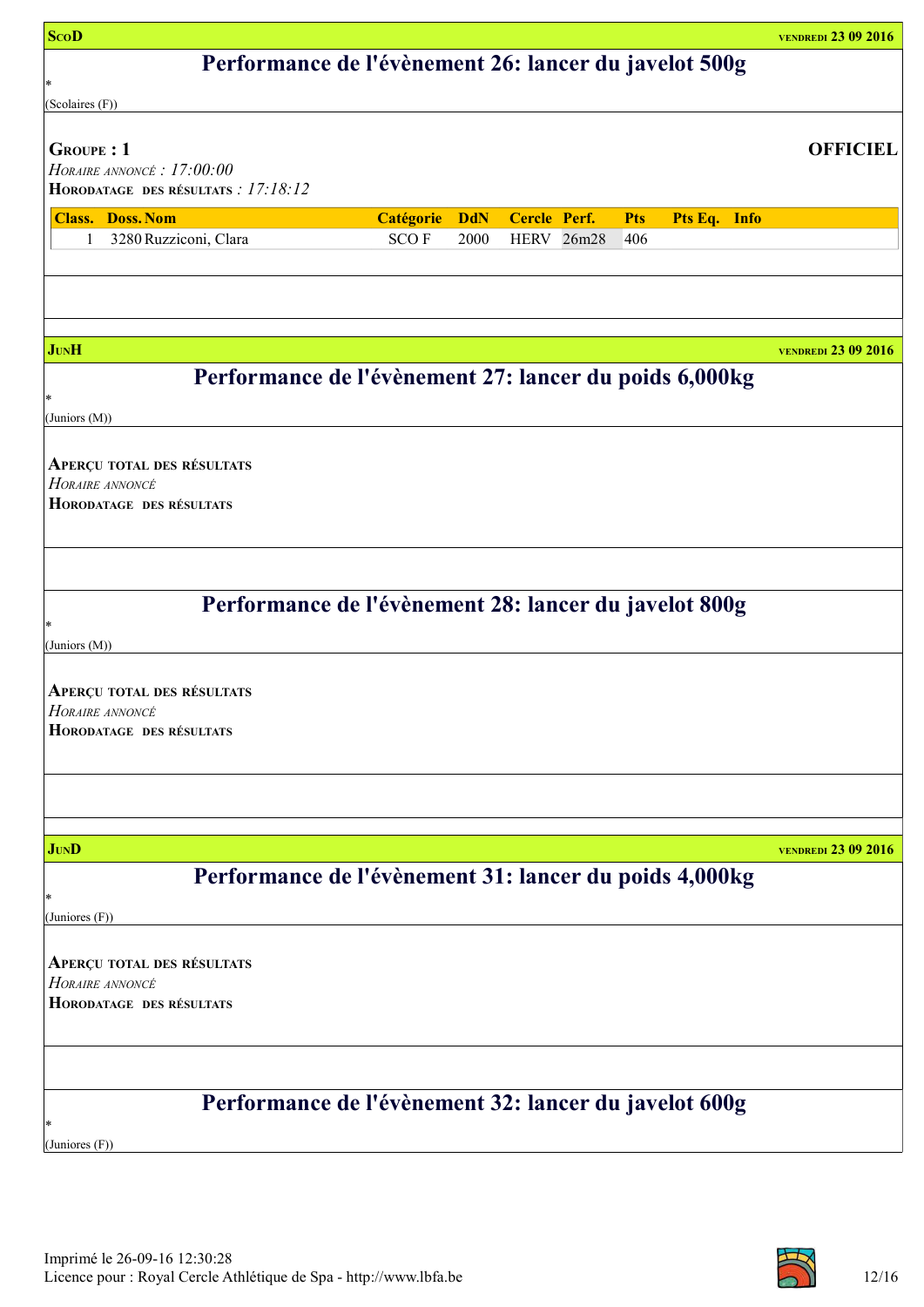**ScoD** **vendredi 23 09 2016**

## Performance de l'évènement 26: lancer du javelot 500g

*

(Scolaires (F))

**Groupe : 1** **OFFICIEL**

*Horaire annoncé : 17:00:00*

**Horodatage des résultats** *: 17:18:12*

| Class. | Doss. | Nom | Catégorie | DdN | Cercle | Perf. | Pts | Pts Eq. | Info |
|---|---|---|---|---|---|---|---|---|---|
| 1 | 3280 | Ruzziconi, Clara | SCO F | 2000 | HERV | 26m28 | 406 | | |

**JunH** **vendredi 23 09 2016**

## Performance de l'évènement 27: lancer du poids 6,000kg

*

(Juniors (M))

**Aperçu total des résultats**

*Horaire annoncé*

**Horodatage des résultats**

## Performance de l'évènement 28: lancer du javelot 800g

*

(Juniors (M))

**Aperçu total des résultats**

*Horaire annoncé*

**Horodatage des résultats**

**JunD** **vendredi 23 09 2016**

## Performance de l'évènement 31: lancer du poids 4,000kg

*

(Juniores (F))

**Aperçu total des résultats**

*Horaire annoncé*

**Horodatage des résultats**

## Performance de l'évènement 32: lancer du javelot 600g

*

(Juniores (F))

Imprimé le 26-09-16 12:30:28

Licence pour : Royal Cercle Athlétique de Spa - http://www.lbfa.be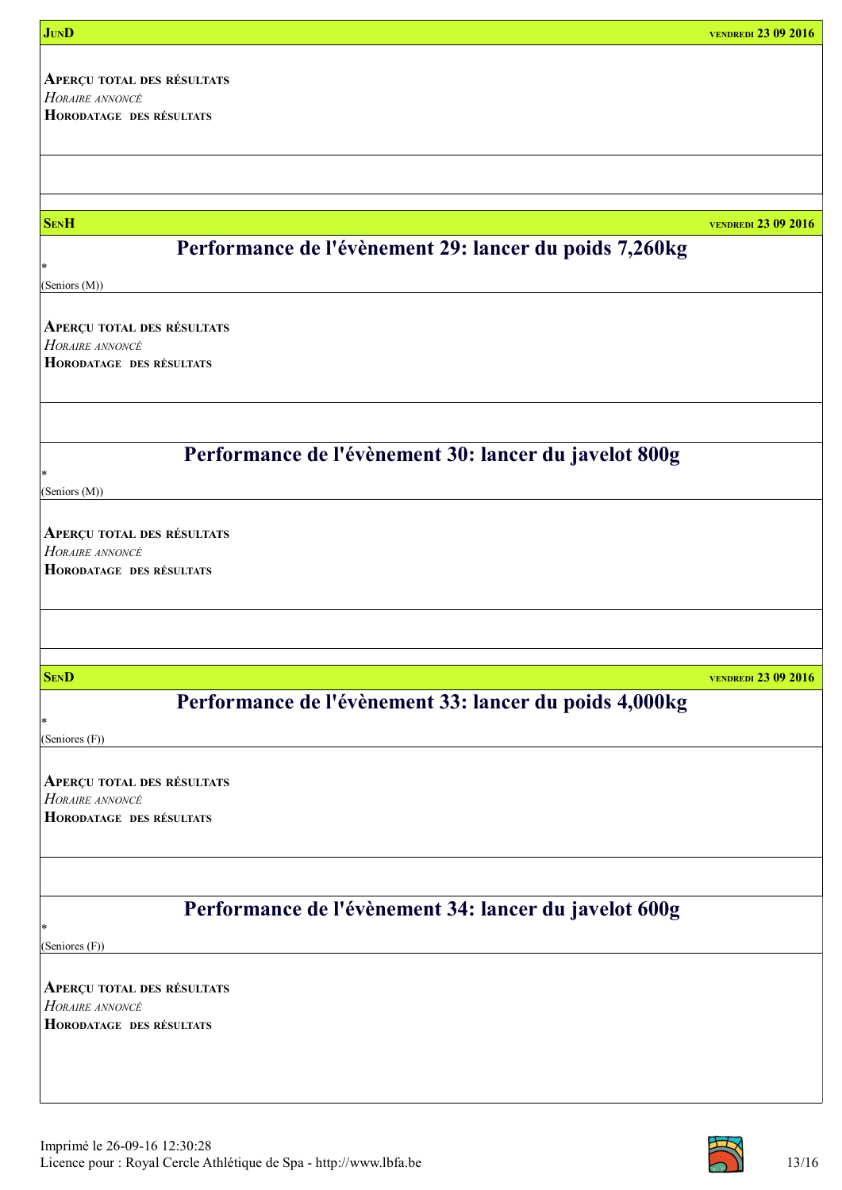**JunD** — vendredi 23 09 2016

**Aperçu total des résultats**
*Horaire annoncé*
**Horodatage des résultats**

**SenH** — vendredi 23 09 2016

## Performance de l'évènement 29: lancer du poids 7,260kg

*
(Seniors (M))

**Aperçu total des résultats**
*Horaire annoncé*
**Horodatage des résultats**

## Performance de l'évènement 30: lancer du javelot 800g

*
(Seniors (M))

**Aperçu total des résultats**
*Horaire annoncé*
**Horodatage des résultats**

**SenD** — vendredi 23 09 2016

## Performance de l'évènement 33: lancer du poids 4,000kg

*
(Seniores (F))

**Aperçu total des résultats**
*Horaire annoncé*
**Horodatage des résultats**

## Performance de l'évènement 34: lancer du javelot 600g

*
(Seniores (F))

**Aperçu total des résultats**
*Horaire annoncé*
**Horodatage des résultats**

Imprimé le 26-09-16 12:30:28
Licence pour : Royal Cercle Athlétique de Spa - http://www.lbfa.be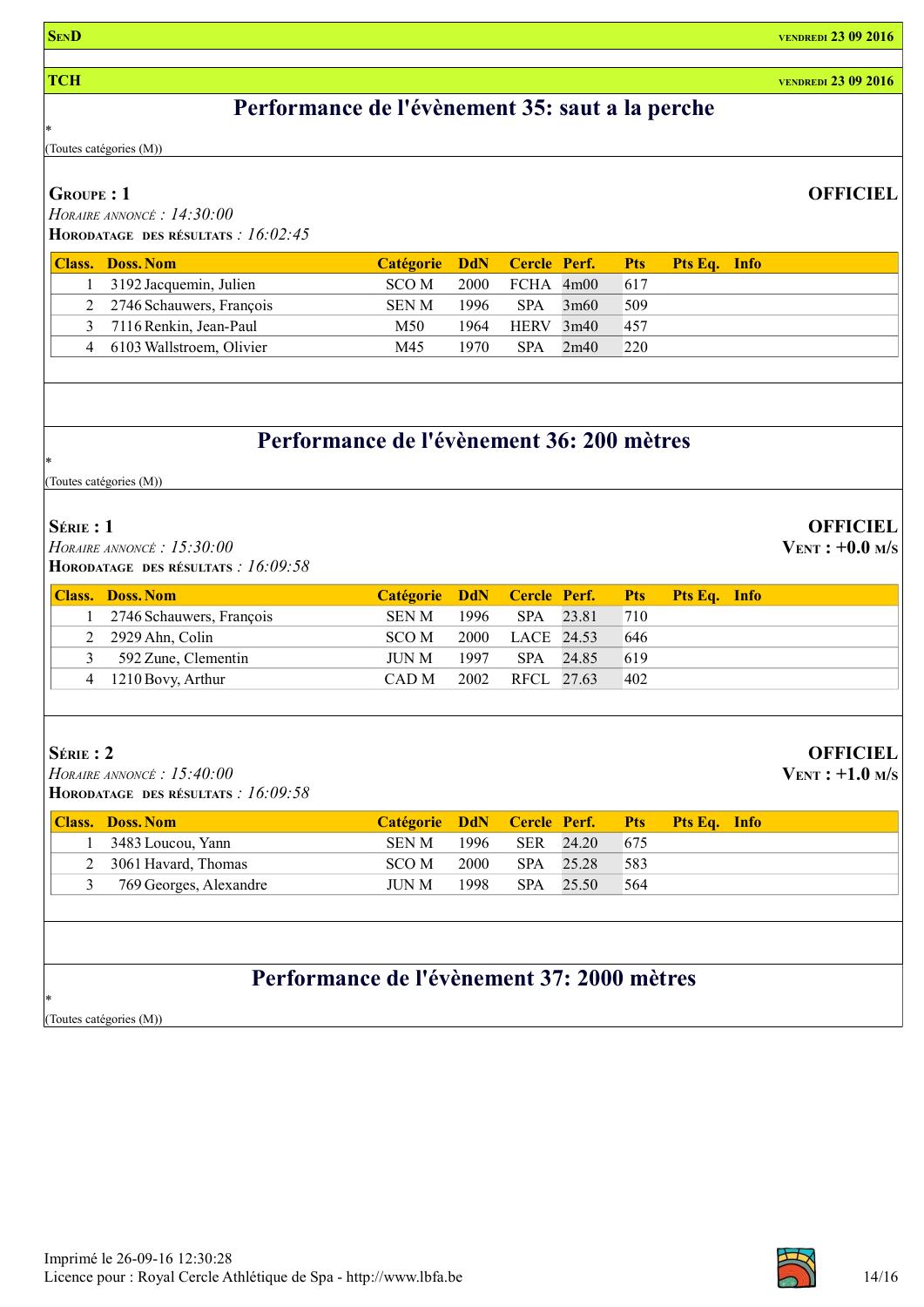**SEND** — VENDREDI 23 09 2016

**TCH** — VENDREDI 23 09 2016

## Performance de l'évènement 35: saut a la perche

*
(Toutes catégories (M))

**GROUPE : 1** — **OFFICIEL**

*HORAIRE ANNONCÉ : 14:30:00*

**HORODATAGE DES RÉSULTATS** : *16:02:45*

| Class. | Doss. | Nom | Catégorie | DdN | Cercle | Perf. | Pts | Pts Eq. | Info |
|---|---|---|---|---|---|---|---|---|---|
| 1 | 3192 | Jacquemin, Julien | SCO M | 2000 | FCHA | 4m00 | 617 | | |
| 2 | 2746 | Schauwers, François | SEN M | 1996 | SPA | 3m60 | 509 | | |
| 3 | 7116 | Renkin, Jean-Paul | M50 | 1964 | HERV | 3m40 | 457 | | |
| 4 | 6103 | Wallstroem, Olivier | M45 | 1970 | SPA | 2m40 | 220 | | |

## Performance de l'évènement 36: 200 mètres

*
(Toutes catégories (M))

**SÉRIE : 1** — **OFFICIEL**

*HORAIRE ANNONCÉ : 15:30:00*

**HORODATAGE DES RÉSULTATS** : *16:09:58*

**VENT : +0.0 M/S**

| Class. | Doss. | Nom | Catégorie | DdN | Cercle | Perf. | Pts | Pts Eq. | Info |
|---|---|---|---|---|---|---|---|---|---|
| 1 | 2746 | Schauwers, François | SEN M | 1996 | SPA | 23.81 | 710 | | |
| 2 | 2929 | Ahn, Colin | SCO M | 2000 | LACE | 24.53 | 646 | | |
| 3 | 592 | Zune, Clementin | JUN M | 1997 | SPA | 24.85 | 619 | | |
| 4 | 1210 | Bovy, Arthur | CAD M | 2002 | RFCL | 27.63 | 402 | | |

**SÉRIE : 2** — **OFFICIEL**

*HORAIRE ANNONCÉ : 15:40:00*

**HORODATAGE DES RÉSULTATS** : *16:09:58*

**VENT : +1.0 M/S**

| Class. | Doss. | Nom | Catégorie | DdN | Cercle | Perf. | Pts | Pts Eq. | Info |
|---|---|---|---|---|---|---|---|---|---|
| 1 | 3483 | Loucou, Yann | SEN M | 1996 | SER | 24.20 | 675 | | |
| 2 | 3061 | Havard, Thomas | SCO M | 2000 | SPA | 25.28 | 583 | | |
| 3 | 769 | Georges, Alexandre | JUN M | 1998 | SPA | 25.50 | 564 | | |

## Performance de l'évènement 37: 2000 mètres

*
(Toutes catégories (M))

Imprimé le 26-09-16 12:30:28
Licence pour : Royal Cercle Athlétique de Spa - http://www.lbfa.be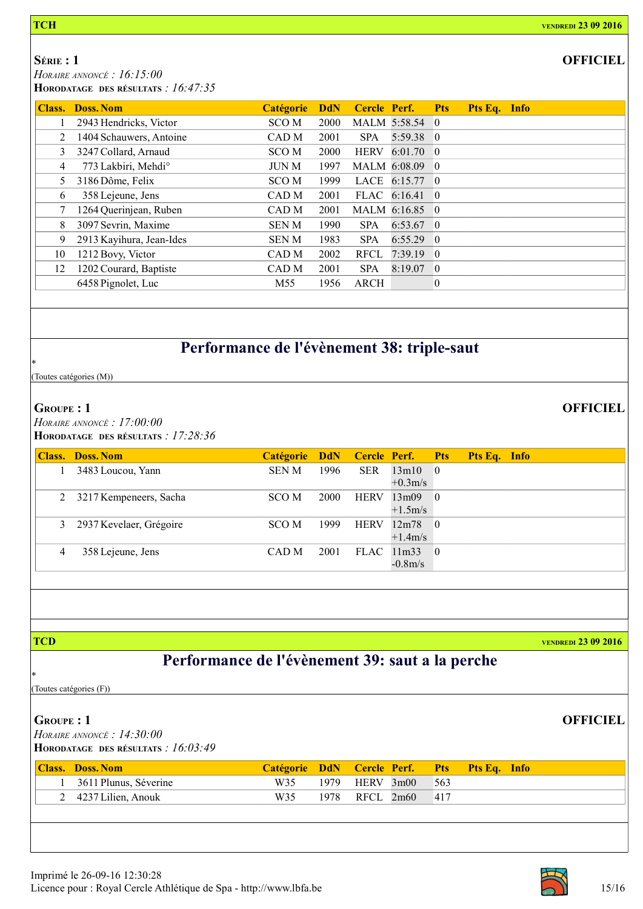**TCH** — VENDREDI 23 09 2016

**SÉRIE : 1** — **OFFICIEL**

*HORAIRE ANNONCÉ : 16:15:00*

**HORODATAGE DES RÉSULTATS** *: 16:47:35*

| Class. | Doss. | Nom | Catégorie | DdN | Cercle | Perf. | Pts | Pts Eq. | Info |
|---|---|---|---|---|---|---|---|---|---|
| 1 | 2943 | Hendricks, Victor | SCO M | 2000 | MALM | 5:58.54 | 0 | | |
| 2 | 1404 | Schauwers, Antoine | CAD M | 2001 | SPA | 5:59.38 | 0 | | |
| 3 | 3247 | Collard, Arnaud | SCO M | 2000 | HERV | 6:01.70 | 0 | | |
| 4 | 773 | Lakbiri, Mehdi° | JUN M | 1997 | MALM | 6:08.09 | 0 | | |
| 5 | 3186 | Dôme, Felix | SCO M | 1999 | LACE | 6:15.77 | 0 | | |
| 6 | 358 | Lejeune, Jens | CAD M | 2001 | FLAC | 6:16.41 | 0 | | |
| 7 | 1264 | Querinjean, Ruben | CAD M | 2001 | MALM | 6:16.85 | 0 | | |
| 8 | 3097 | Sevrin, Maxime | SEN M | 1990 | SPA | 6:53.67 | 0 | | |
| 9 | 2913 | Kayihura, Jean-Ides | SEN M | 1983 | SPA | 6:55.29 | 0 | | |
| 10 | 1212 | Bovy, Victor | CAD M | 2002 | RFCL | 7:39.19 | 0 | | |
| 12 | 1202 | Courard, Baptiste | CAD M | 2001 | SPA | 8:19.07 | 0 | | |
| | 6458 | Pignolet, Luc | M55 | 1956 | ARCH | | 0 | | |

## Performance de l'évènement 38: triple-saut

*

(Toutes catégories (M))

**GROUPE : 1** — **OFFICIEL**

*HORAIRE ANNONCÉ : 17:00:00*

**HORODATAGE DES RÉSULTATS** *: 17:28:36*

| Class. | Doss. | Nom | Catégorie | DdN | Cercle | Perf. | Pts | Pts Eq. | Info |
|---|---|---|---|---|---|---|---|---|---|
| 1 | 3483 | Loucou, Yann | SEN M | 1996 | SER | 13m10 +0.3m/s | 0 | | |
| 2 | 3217 | Kempeneers, Sacha | SCO M | 2000 | HERV | 13m09 +1.5m/s | 0 | | |
| 3 | 2937 | Kevelaer, Grégoire | SCO M | 1999 | HERV | 12m78 +1.4m/s | 0 | | |
| 4 | 358 | Lejeune, Jens | CAD M | 2001 | FLAC | 11m33 -0.8m/s | 0 | | |

**TCD** — VENDREDI 23 09 2016

## Performance de l'évènement 39: saut a la perche

*

(Toutes catégories (F))

**GROUPE : 1** — **OFFICIEL**

*HORAIRE ANNONCÉ : 14:30:00*

**HORODATAGE DES RÉSULTATS** *: 16:03:49*

| Class. | Doss. | Nom | Catégorie | DdN | Cercle | Perf. | Pts | Pts Eq. | Info |
|---|---|---|---|---|---|---|---|---|---|
| 1 | 3611 | Plunus, Séverine | W35 | 1979 | HERV | 3m00 | 563 | | |
| 2 | 4237 | Lilien, Anouk | W35 | 1978 | RFCL | 2m60 | 417 | | |

Imprimé le 26-09-16 12:30:28

Licence pour : Royal Cercle Athlétique de Spa - http://www.lbfa.be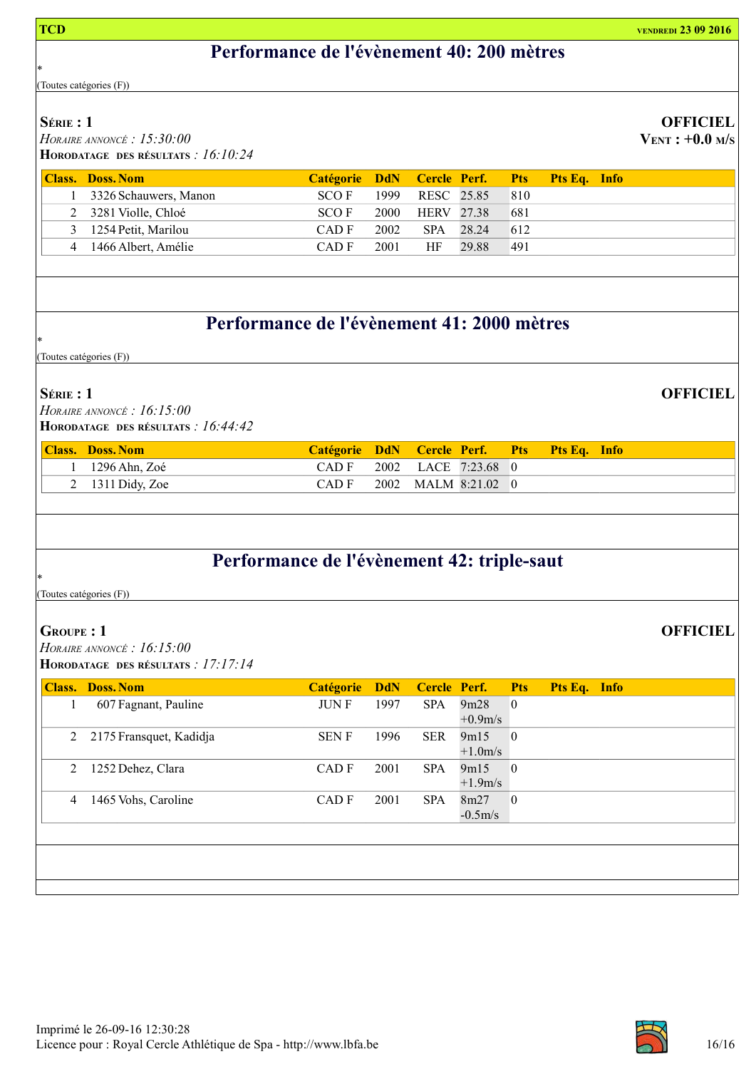TCD · VENDREDI 23 09 2016

## Performance de l'évènement 40: 200 mètres

*

(Toutes catégories (F))

**SÉRIE : 1** · **OFFICIEL**

*HORAIRE ANNONCÉ : 15:30:00*

**HORODATAGE DES RÉSULTATS** : *16:10:24*

**VENT : +0.0 M/S**

| Class. | Doss. | Nom | Catégorie | DdN | Cercle | Perf. | Pts | Pts Eq. | Info |
|---|---|---|---|---|---|---|---|---|---|
| 1 | 3326 | Schauwers, Manon | SCO F | 1999 | RESC | 25.85 | 810 | | |
| 2 | 3281 | Violle, Chloé | SCO F | 2000 | HERV | 27.38 | 681 | | |
| 3 | 1254 | Petit, Marilou | CAD F | 2002 | SPA | 28.24 | 612 | | |
| 4 | 1466 | Albert, Amélie | CAD F | 2001 | HF | 29.88 | 491 | | |

## Performance de l'évènement 41: 2000 mètres

*

(Toutes catégories (F))

**SÉRIE : 1** · **OFFICIEL**

*HORAIRE ANNONCÉ : 16:15:00*

**HORODATAGE DES RÉSULTATS** : *16:44:42*

| Class. | Doss. | Nom | Catégorie | DdN | Cercle | Perf. | Pts | Pts Eq. | Info |
|---|---|---|---|---|---|---|---|---|---|
| 1 | 1296 | Ahn, Zoé | CAD F | 2002 | LACE | 7:23.68 | 0 | | |
| 2 | 1311 | Didy, Zoe | CAD F | 2002 | MALM | 8:21.02 | 0 | | |

## Performance de l'évènement 42: triple-saut

*

(Toutes catégories (F))

**GROUPE : 1** · **OFFICIEL**

*HORAIRE ANNONCÉ : 16:15:00*

**HORODATAGE DES RÉSULTATS** : *17:17:14*

| Class. | Doss. | Nom | Catégorie | DdN | Cercle | Perf. | Pts | Pts Eq. | Info |
|---|---|---|---|---|---|---|---|---|---|
| 1 | 607 | Fagnant, Pauline | JUN F | 1997 | SPA | 9m28 +0.9m/s | 0 | | |
| 2 | 2175 | Fransquet, Kadidja | SEN F | 1996 | SER | 9m15 +1.0m/s | 0 | | |
| 2 | 1252 | Dehez, Clara | CAD F | 2001 | SPA | 9m15 +1.9m/s | 0 | | |
| 4 | 1465 | Vohs, Caroline | CAD F | 2001 | SPA | 8m27 -0.5m/s | 0 | | |

Imprimé le 26-09-16 12:30:28

Licence pour : Royal Cercle Athlétique de Spa - http://www.lbfa.be